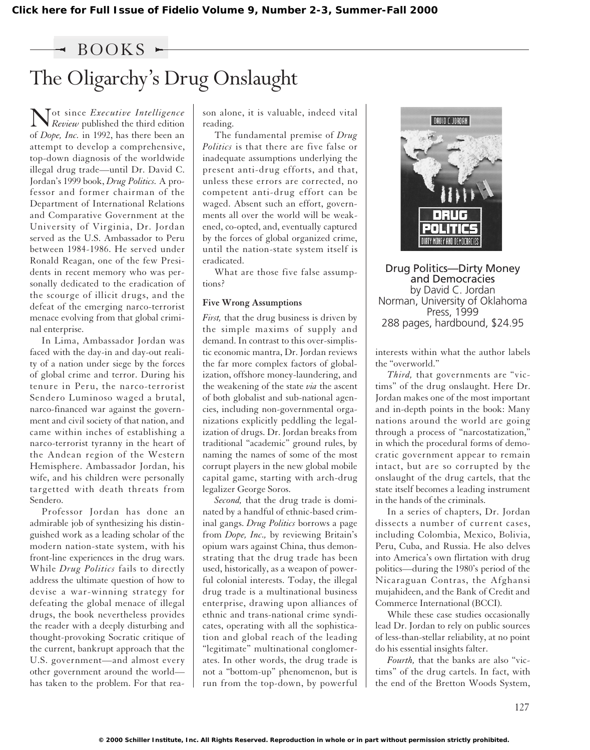## BOOKS

# The Oligarchy's Drug Onslaught

Not since *Executive Intelligence Review* published the third edition of *Dope, Inc.* in 1992, has there been an attempt to develop a comprehensive, top-down diagnosis of the worldwide illegal drug trade—until Dr. David C. Jordan's 1999 book, *Drug Politics.* A professor and former chairman of the Department of International Relations and Comparative Government at the University of Virginia, Dr. Jordan served as the U.S. Ambassador to Peru between 1984-1986. He served under Ronald Reagan, one of the few Presidents in recent memory who was personally dedicated to the eradication of the scourge of illicit drugs, and the defeat of the emerging narco-terrorist menace evolving from that global criminal enterprise.

In Lima, Ambassador Jordan was faced with the day-in and day-out reality of a nation under siege by the forces of global crime and terror. During his tenure in Peru, the narco-terrorist Sendero Luminoso waged a brutal, narco-financed war against the government and civil society of that nation, and came within inches of establishing a narco-terrorist tyranny in the heart of the Andean region of the Western Hemisphere. Ambassador Jordan, his wife, and his children were personally targetted with death threats from Sendero.

Professor Jordan has done an admirable job of synthesizing his distinguished work as a leading scholar of the modern nation-state system, with his front-line experiences in the drug wars. While *Drug Politics* fails to directly address the ultimate question of how to devise a war-winning strategy for defeating the global menace of illegal drugs, the book nevertheless provides the reader with a deeply disturbing and thought-provoking Socratic critique of the current, bankrupt approach that the U.S. government—and almost every other government around the world—has taken to the problem. For that reason alone, it is valuable, indeed vital reading.

The fundamental premise of *Drug Politics* is that there are five false or inadequate assumptions underlying the present anti-drug efforts, and that, unless these errors are corrected, no competent anti-drug effort can be waged. Absent such an effort, governments all over the world will be weakened, co-opted, and, eventually captured by the forces of global organized crime, until the nation-state system itself is eradicated.

What are those five false assumptions?

**Drug Politics—Dirty Money and Democracies**
by David C. Jordan
Norman, University of Oklahoma Press, 1999
288 pages, hardbound, $24.95

### Five Wrong Assumptions

*First,* that the drug business is driven by the simple maxims of supply and demand. In contrast to this over-simplistic economic mantra, Dr. Jordan reviews the far more complex factors of globalization, offshore money-laundering, and the weakening of the state *via* the ascent of both globalist and sub-national agencies, including non-governmental organizations explicitly peddling the legalization of drugs. Dr. Jordan breaks from traditional "academic" ground rules, by naming the names of some of the most corrupt players in the new global mobile capital game, starting with arch-drug legalizer George Soros.

*Second,* that the drug trade is dominated by a handful of ethnic-based criminal gangs. *Drug Politics* borrows a page from *Dope, Inc.,* by reviewing Britain's opium wars against China, thus demonstrating that the drug trade has been used, historically, as a weapon of powerful colonial interests. Today, the illegal drug trade is a multinational business enterprise, drawing upon alliances of ethnic and trans-national crime syndicates, operating with all the sophistication and global reach of the leading "legitimate" multinational conglomerates. In other words, the drug trade is not a "bottom-up" phenomenon, but is run from the top-down, by powerful interests within what the author labels the "overworld."

*Third,* that governments are "victims" of the drug onslaught. Here Dr. Jordan makes one of the most important and in-depth points in the book: Many nations around the world are going through a process of "narcostatization," in which the procedural forms of democratic government appear to remain intact, but are so corrupted by the onslaught of the drug cartels, that the state itself becomes a leading instrument in the hands of the criminals.

In a series of chapters, Dr. Jordan dissects a number of current cases, including Colombia, Mexico, Bolivia, Peru, Cuba, and Russia. He also delves into America's own flirtation with drug politics—during the 1980's period of the Nicaraguan Contras, the Afghansi mujahideen, and the Bank of Credit and Commerce International (BCCI).

While these case studies occasionally lead Dr. Jordan to rely on public sources of less-than-stellar reliability, at no point do his essential insights falter.

*Fourth,* that the banks are also "victims" of the drug cartels. In fact, with the end of the Bretton Woods System,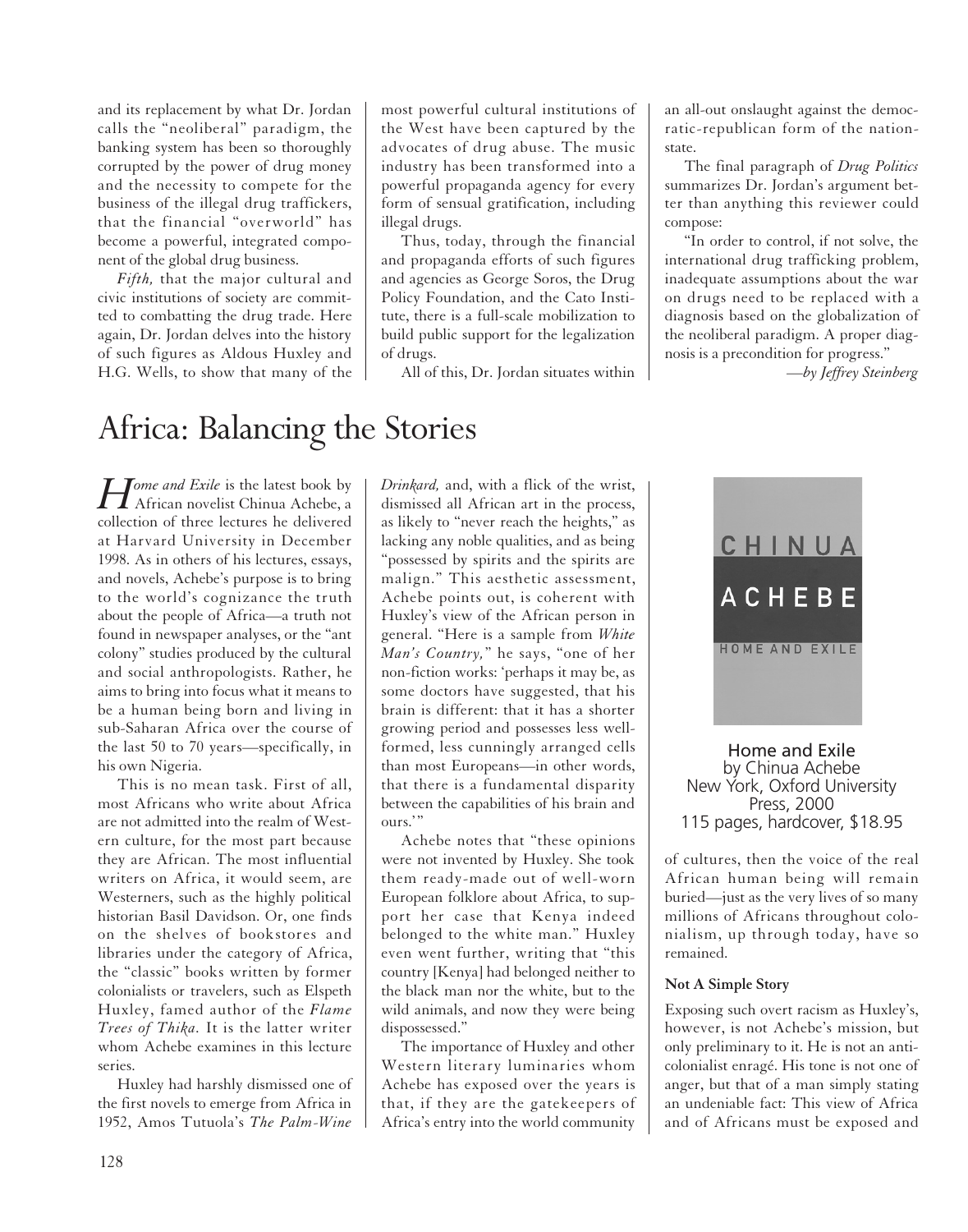and its replacement by what Dr. Jordan calls the "neoliberal" paradigm, the banking system has been so thoroughly corrupted by the power of drug money and the necessity to compete for the business of the illegal drug traffickers, that the financial "overworld" has become a powerful, integrated component of the global drug business.

*Fifth,* that the major cultural and civic institutions of society are committed to combatting the drug trade. Here again, Dr. Jordan delves into the history of such figures as Aldous Huxley and H.G. Wells, to show that many of the most powerful cultural institutions of the West have been captured by the advocates of drug abuse. The music industry has been transformed into a powerful propaganda agency for every form of sensual gratification, including illegal drugs.

Thus, today, through the financial and propaganda efforts of such figures and agencies as George Soros, the Drug Policy Foundation, and the Cato Institute, there is a full-scale mobilization to build public support for the legalization of drugs.

All of this, Dr. Jordan situates within an all-out onslaught against the democratic-republican form of the nation-state.

The final paragraph of *Drug Politics* summarizes Dr. Jordan's argument better than anything this reviewer could compose:

"In order to control, if not solve, the international drug trafficking problem, inadequate assumptions about the war on drugs need to be replaced with a diagnosis based on the globalization of the neoliberal paradigm. A proper diagnosis is a precondition for progress."

—*by Jeffrey Steinberg*

# Africa: Balancing the Stories

*Home and Exile* is the latest book by African novelist Chinua Achebe, a collection of three lectures he delivered at Harvard University in December 1998. As in others of his lectures, essays, and novels, Achebe's purpose is to bring to the world's cognizance the truth about the people of Africa—a truth not found in newspaper analyses, or the "ant colony" studies produced by the cultural and social anthropologists. Rather, he aims to bring into focus what it means to be a human being born and living in sub-Saharan Africa over the course of the last 50 to 70 years—specifically, in his own Nigeria.

This is no mean task. First of all, most Africans who write about Africa are not admitted into the realm of Western culture, for the most part because they are African. The most influential writers on Africa, it would seem, are Westerners, such as the highly political historian Basil Davidson. Or, one finds on the shelves of bookstores and libraries under the category of Africa, the "classic" books written by former colonialists or travelers, such as Elspeth Huxley, famed author of the *Flame Trees of Thika.* It is the latter writer whom Achebe examines in this lecture series.

Huxley had harshly dismissed one of the first novels to emerge from Africa in 1952, Amos Tutuola's *The Palm-Wine Drinkard,* and, with a flick of the wrist, dismissed all African art in the process, as likely to "never reach the heights," as lacking any noble qualities, and as being "possessed by spirits and the spirits are malign." This aesthetic assessment, Achebe points out, is coherent with Huxley's view of the African person in general. "Here is a sample from *White Man's Country,*" he says, "one of her non-fiction works: 'perhaps it may be, as some doctors have suggested, that his brain is different: that it has a shorter growing period and possesses less well-formed, less cunningly arranged cells than most Europeans—in other words, that there is a fundamental disparity between the capabilities of his brain and ours.'"

Achebe notes that "these opinions were not invented by Huxley. She took them ready-made out of well-worn European folklore about Africa, to support her case that Kenya indeed belonged to the white man." Huxley even went further, writing that "this country [Kenya] had belonged neither to the black man nor the white, but to the wild animals, and now they were being dispossessed."

The importance of Huxley and other Western literary luminaries whom Achebe has exposed over the years is that, if they are the gatekeepers of Africa's entry into the world community of cultures, then the voice of the real African human being will remain buried—just as the very lives of so many millions of Africans throughout colonialism, up through today, have so remained.

CHINUA ACHEBE
HOME AND EXILE

Home and Exile
by Chinua Achebe
New York, Oxford University Press, 2000
115 pages, hardcover, $18.95

### Not A Simple Story

Exposing such overt racism as Huxley's, however, is not Achebe's mission, but only preliminary to it. He is not an anti-colonialist enragé. His tone is not one of anger, but that of a man simply stating an undeniable fact: This view of Africa and of Africans must be exposed and